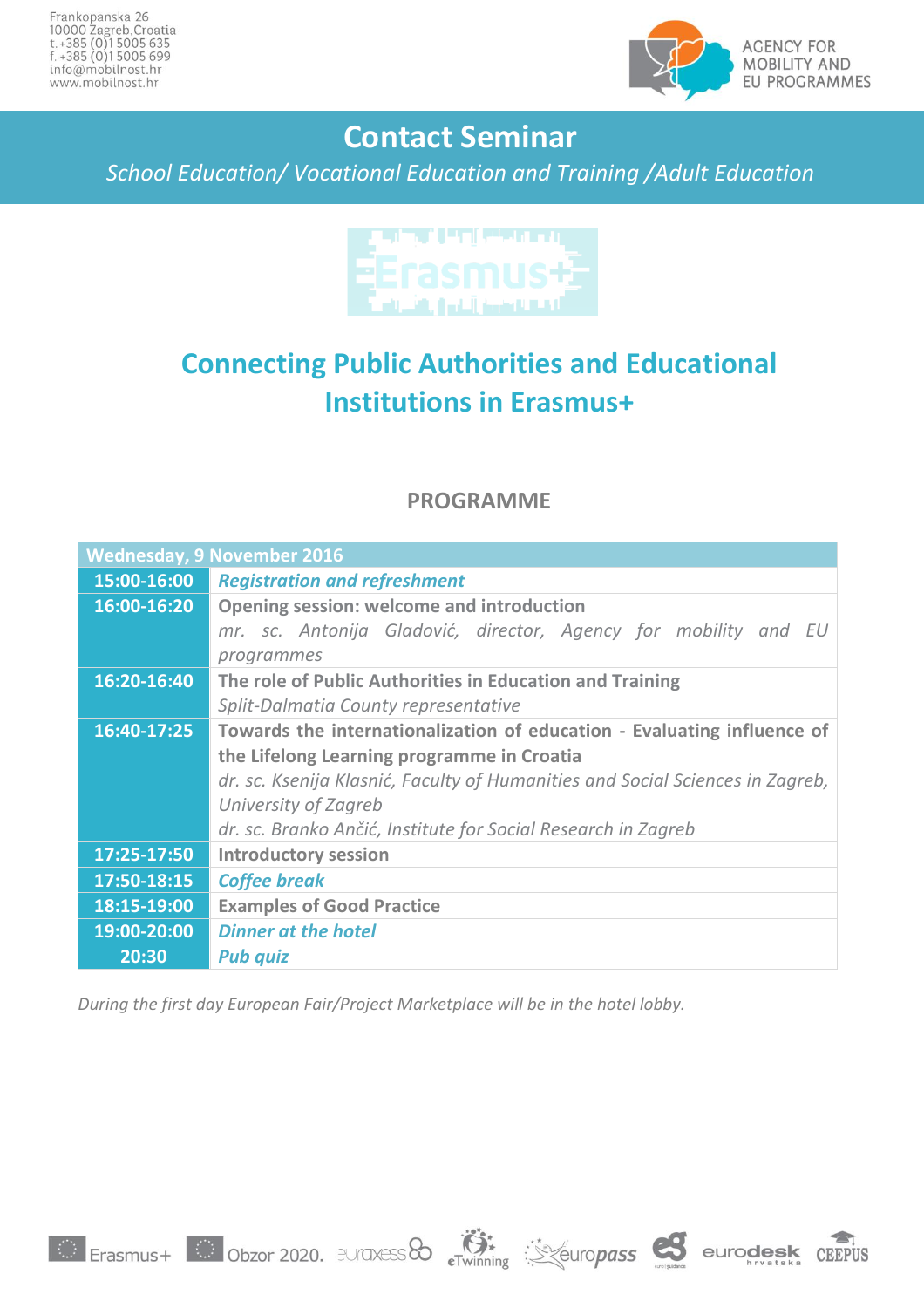Frankopanska 26
10000 Zagreb, Croatia
t. +385 (0)1 5005 635
f. +385 (0)1 5005 699
info@mobilnost.hr
www.mobilnost.hr

AGENCY FOR MOBILITY AND EU PROGRAMMES

# Contact Seminar

*School Education/ Vocational Education and Training /Adult Education*

## Connecting Public Authorities and Educational Institutions in Erasmus+

### PROGRAMME

| Wednesday, 9 November 2016 | |
|---|---|
| **15:00-16:00** | ***Registration and refreshment*** |
| **16:00-16:20** | **Opening session: welcome and introduction**<br>*mr. sc. Antonija Gladović, director, Agency for mobility and EU programmes* |
| **16:20-16:40** | **The role of Public Authorities in Education and Training**<br>*Split-Dalmatia County representative* |
| **16:40-17:25** | **Towards the internationalization of education - Evaluating influence of the Lifelong Learning programme in Croatia**<br>*dr. sc. Ksenija Klasnić, Faculty of Humanities and Social Sciences in Zagreb, University of Zagreb*<br>*dr. sc. Branko Ančić, Institute for Social Research in Zagreb* |
| **17:25-17:50** | **Introductory session** |
| **17:50-18:15** | ***Coffee break*** |
| **18:15-19:00** | **Examples of Good Practice** |
| **19:00-20:00** | ***Dinner at the hotel*** |
| **20:30** | ***Pub quiz*** |

*During the first day European Fair/Project Marketplace will be in the hotel lobby.*

Erasmus+ | Obzor 2020. | euraxess | eTwinning | europass | euroguidance | eurodesk hrvatska | CEEPUS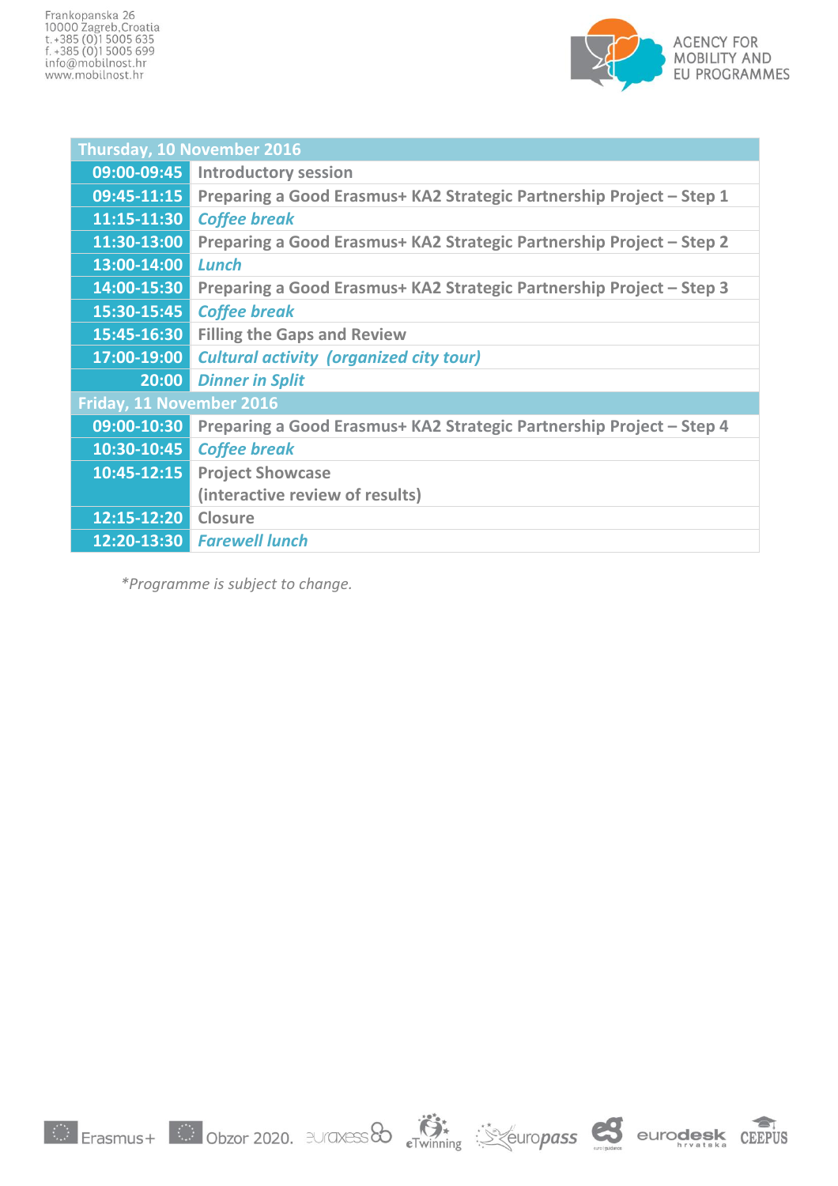| | |
|---|---|
| **Thursday, 10 November 2016** | |
| 09:00-09:45 | Introductory session |
| 09:45-11:15 | Preparing a Good Erasmus+ KA2 Strategic Partnership Project – Step 1 |
| 11:15-11:30 | *Coffee break* |
| 11:30-13:00 | Preparing a Good Erasmus+ KA2 Strategic Partnership Project – Step 2 |
| 13:00-14:00 | *Lunch* |
| 14:00-15:30 | Preparing a Good Erasmus+ KA2 Strategic Partnership Project – Step 3 |
| 15:30-15:45 | *Coffee break* |
| 15:45-16:30 | Filling the Gaps and Review |
| 17:00-19:00 | *Cultural activity (organized city tour)* |
| 20:00 | *Dinner in Split* |
| **Friday, 11 November 2016** | |
| 09:00-10:30 | Preparing a Good Erasmus+ KA2 Strategic Partnership Project – Step 4 |
| 10:30-10:45 | *Coffee break* |
| 10:45-12:15 | Project Showcase (interactive review of results) |
| 12:15-12:20 | Closure |
| 12:20-13:30 | *Farewell lunch* |

*\*Programme is subject to change.*